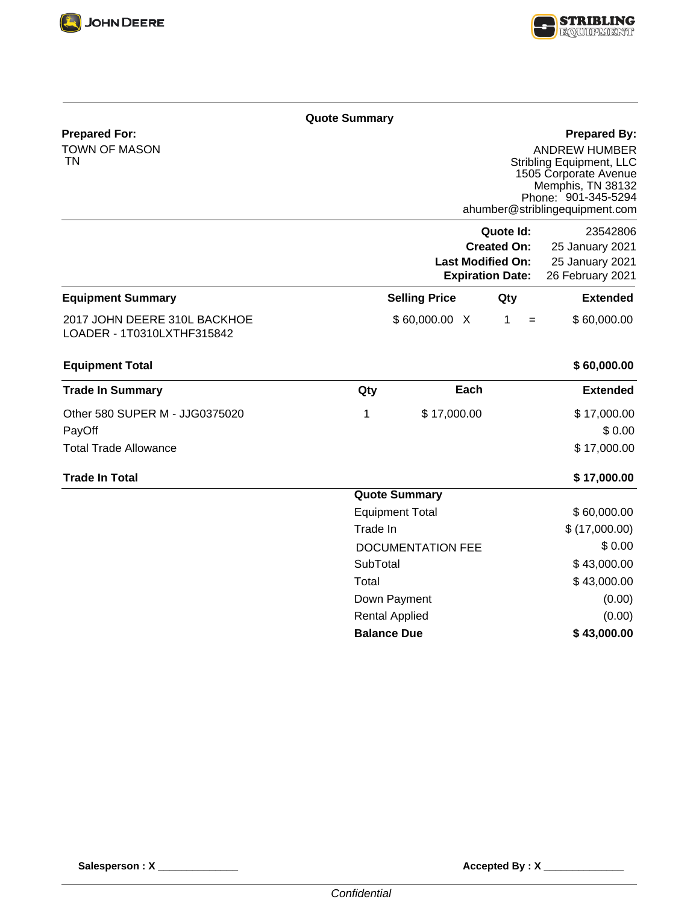JOHN DEERE

STRIBLING EQUIPMENT

## Quote Summary

**Prepared For:**
TOWN OF MASON
TN

**Prepared By:**
ANDREW HUMBER
Stribling Equipment, LLC
1505 Corporate Avenue
Memphis, TN 38132
Phone: 901-345-5294
ahumber@striblingequipment.com

| | |
|---|---|
| **Quote Id:** | 23542806 |
| **Created On:** | 25 January 2021 |
| **Last Modified On:** | 25 January 2021 |
| **Expiration Date:** | 26 February 2021 |

| **Equipment Summary** | **Selling Price** | | **Qty** | | **Extended** |
|---|---|---|---|---|---|
| 2017 JOHN DEERE 310L BACKHOE LOADER - 1T0310LXTHF315842 | $ 60,000.00 | X | 1 | = | $ 60,000.00 |
| **Equipment Total** | | | | | **$ 60,000.00** |

| **Trade In Summary** | **Qty** | **Each** | **Extended** |
|---|---|---|---|
| Other 580 SUPER M - JJG0375020 | 1 | $ 17,000.00 | $ 17,000.00 |
| PayOff | | | $ 0.00 |
| Total Trade Allowance | | | $ 17,000.00 |
| **Trade In Total** | | | **$ 17,000.00** |

| **Quote Summary** | |
|---|---|
| Equipment Total | $ 60,000.00 |
| Trade In | $ (17,000.00) |
| DOCUMENTATION FEE | $ 0.00 |
| SubTotal | $ 43,000.00 |
| Total | $ 43,000.00 |
| Down Payment | (0.00) |
| Rental Applied | (0.00) |
| **Balance Due** | **$ 43,000.00** |

**Salesperson : X** ______________ **Accepted By : X** ______________

*Confidential*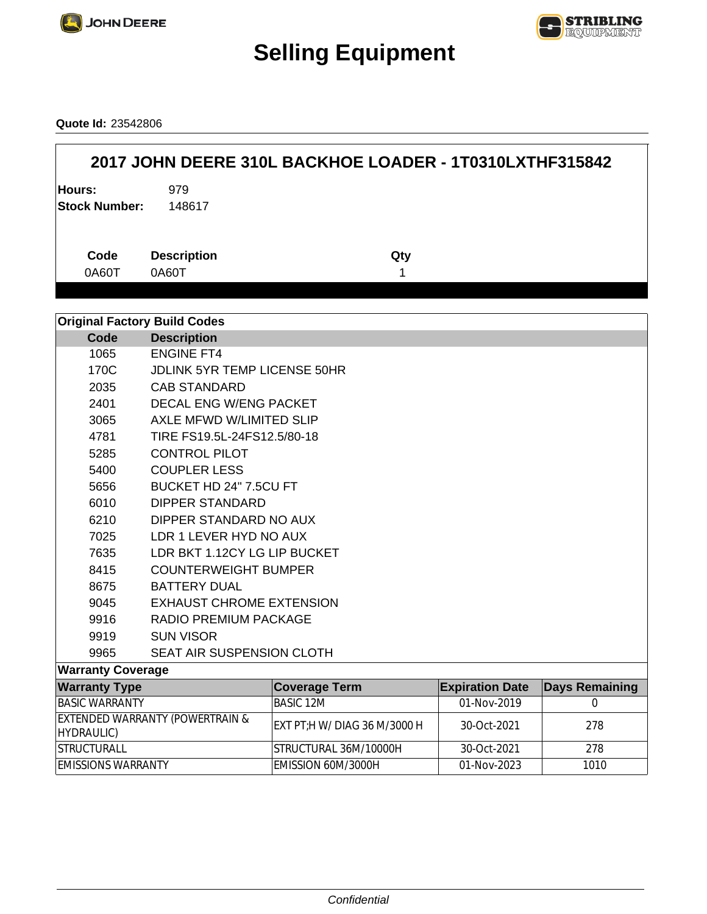# Selling Equipment

**Quote Id:** 23542806

## 2017 JOHN DEERE 310L BACKHOE LOADER - 1T0310LXTHF315842

**Hours:** 979
**Stock Number:** 148617

| Code | Description | Qty |
|---|---|---|
| 0A60T | 0A60T | 1 |

### Original Factory Build Codes

| Code | Description |
|---|---|
| 1065 | ENGINE FT4 |
| 170C | JDLINK 5YR TEMP LICENSE 50HR |
| 2035 | CAB STANDARD |
| 2401 | DECAL ENG W/ENG PACKET |
| 3065 | AXLE MFWD W/LIMITED SLIP |
| 4781 | TIRE FS19.5L-24FS12.5/80-18 |
| 5285 | CONTROL PILOT |
| 5400 | COUPLER LESS |
| 5656 | BUCKET HD 24" 7.5CU FT |
| 6010 | DIPPER STANDARD |
| 6210 | DIPPER STANDARD NO AUX |
| 7025 | LDR 1 LEVER HYD NO AUX |
| 7635 | LDR BKT 1.12CY LG LIP BUCKET |
| 8415 | COUNTERWEIGHT BUMPER |
| 8675 | BATTERY DUAL |
| 9045 | EXHAUST CHROME EXTENSION |
| 9916 | RADIO PREMIUM PACKAGE |
| 9919 | SUN VISOR |
| 9965 | SEAT AIR SUSPENSION CLOTH |

### Warranty Coverage

| Warranty Type | Coverage Term | Expiration Date | Days Remaining |
|---|---|---|---|
| BASIC WARRANTY | BASIC 12M | 01-Nov-2019 | 0 |
| EXTENDED WARRANTY (POWERTRAIN & HYDRAULIC) | EXT PT;H W/ DIAG 36 M/3000 H | 30-Oct-2021 | 278 |
| STRUCTURALL | STRUCTURAL 36M/10000H | 30-Oct-2021 | 278 |
| EMISSIONS WARRANTY | EMISSION 60M/3000H | 01-Nov-2023 | 1010 |

*Confidential*